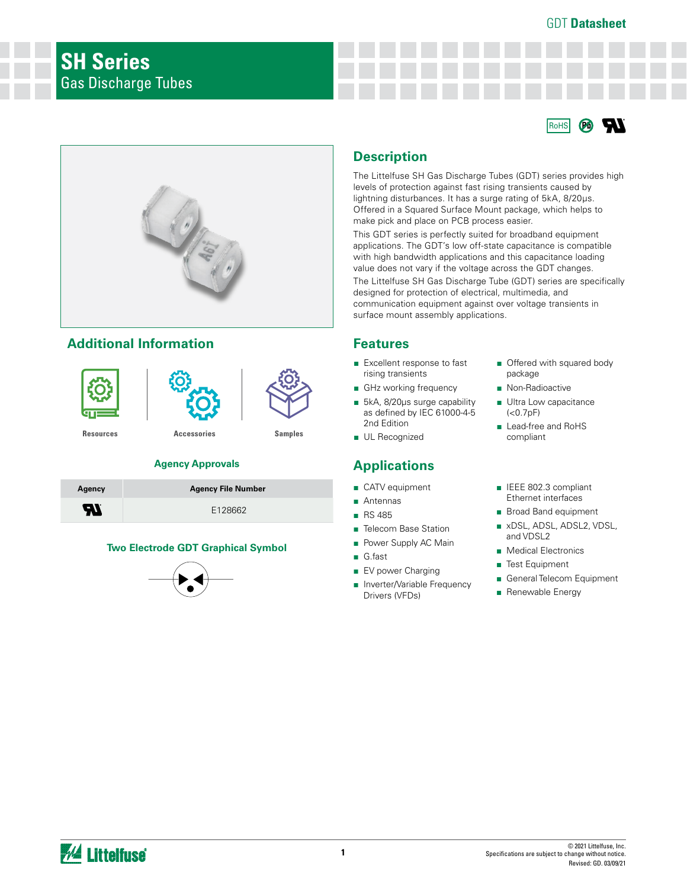GDT **Datasheet**

# SH Series

Gas Discharge Tubes

## Description

The Littelfuse SH Gas Discharge Tubes (GDT) series provides high levels of protection against fast rising transients caused by lightning disturbances. It has a surge rating of 5kA, 8/20μs. Offered in a Squared Surface Mount package, which helps to make pick and place on PCB process easier.

This GDT series is perfectly suited for broadband equipment applications. The GDT's low off-state capacitance is compatible with high bandwidth applications and this capacitance loading value does not vary if the voltage across the GDT changes.

The Littelfuse SH Gas Discharge Tube (GDT) series are specifically designed for protection of electrical, multimedia, and communication equipment against over voltage transients in surface mount assembly applications.

## Additional Information

Resources | Accessories | Samples

### Agency Approvals

| Agency | Agency File Number |
|---|---|
| UL | E128662 |

### Two Electrode GDT Graphical Symbol

## Features

- Excellent response to fast rising transients
- GHz working frequency
- 5kA, 8/20μs surge capability as defined by IEC 61000-4-5 2nd Edition
- UL Recognized
- Offered with squared body package
- Non-Radioactive
- Ultra Low capacitance (<0.7pF)
- Lead-free and RoHS compliant

## Applications

- CATV equipment
- Antennas
- RS 485
- Telecom Base Station
- Power Supply AC Main
- G.fast
- EV power Charging
- Inverter/Variable Frequency Drivers (VFDs)
- IEEE 802.3 compliant Ethernet interfaces
- Broad Band equipment
- xDSL, ADSL, ADSL2, VDSL, and VDSL2
- Medical Electronics
- Test Equipment
- General Telecom Equipment
- Renewable Energy

© 2021 Littelfuse, Inc.
Specifications are subject to change without notice.
Revised: GD. 03/09/21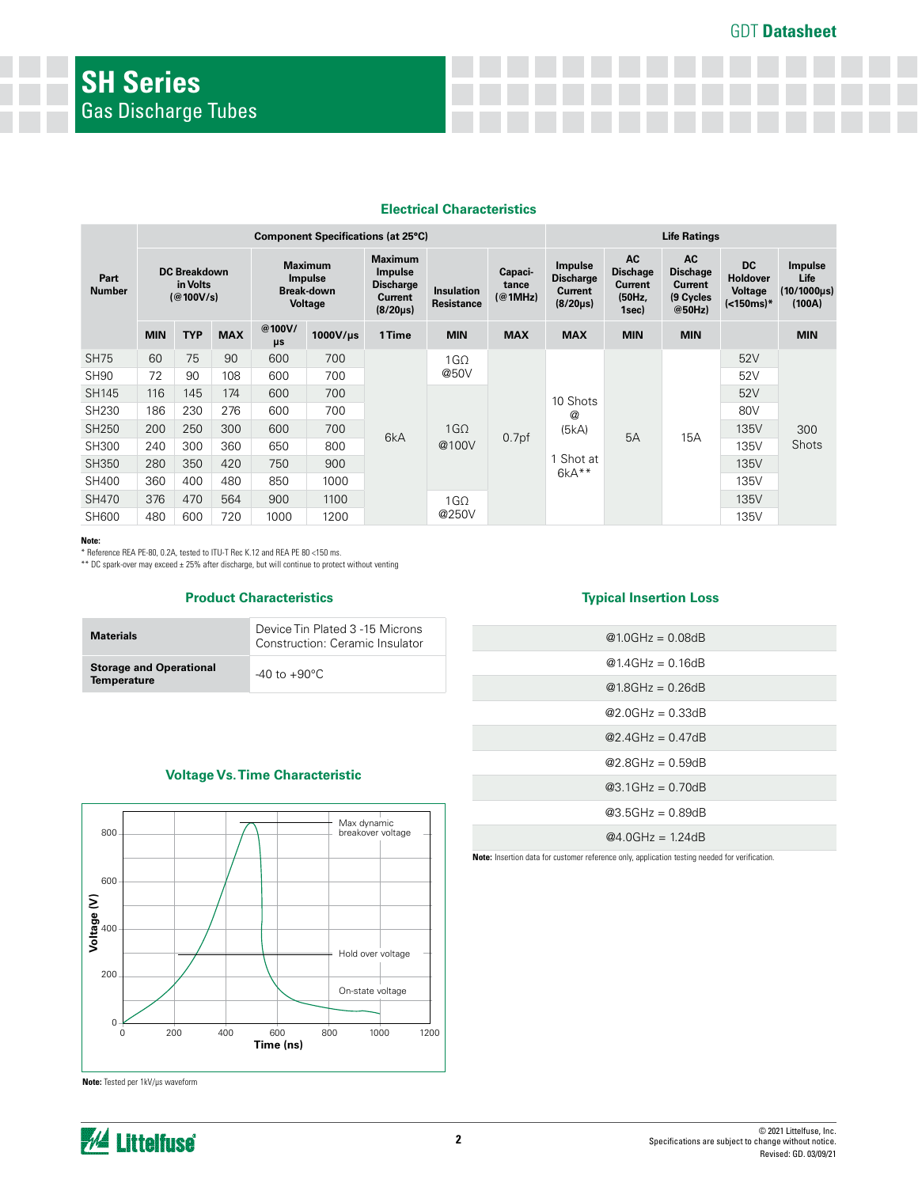# SH Series

Gas Discharge Tubes

## Electrical Characteristics

| Part Number | Component Specifications (at 25°C) | | | | | | | | | Life Ratings | | | | |
|---|---|---|---|---|---|---|---|---|---|---|---|---|---|---|
| | DC Breakdown in Volts (@100V/s) | | | Maximum Impulse Break-down Voltage | | Maximum Impulse Discharge Current (8/20µs) | Insulation Resistance | Capaci-tance (@1MHz) | Impulse Discharge Current (8/20µs) | AC Dischage Current (50Hz, 1sec) | AC Dischage Current (9 Cycles @50Hz) | DC Holdover Voltage (<150ms)* | Impulse Life (10/1000µs) (100A) |
| | MIN | TYP | MAX | @100V/µs | 1000V/µs | 1 Time | MIN | MAX | MAX | MIN | MIN | | MIN |
| SH75 | 60 | 75 | 90 | 600 | 700 | 6kA | 1GΩ @50V | 0.7pf | 10 Shots @ (5kA) 1 Shot at 6kA** | 5A | 15A | 52V | 300 Shots |
| SH90 | 72 | 90 | 108 | 600 | 700 | | | | | | | 52V | |
| SH145 | 116 | 145 | 174 | 600 | 700 | | 1GΩ @100V | | | | | 52V | |
| SH230 | 186 | 230 | 276 | 600 | 700 | | | | | | | 80V | |
| SH250 | 200 | 250 | 300 | 600 | 700 | | | | | | | 135V | |
| SH300 | 240 | 300 | 360 | 650 | 800 | | | | | | | 135V | |
| SH350 | 280 | 350 | 420 | 750 | 900 | | | | | | | 135V | |
| SH400 | 360 | 400 | 480 | 850 | 1000 | | | | | | | 135V | |
| SH470 | 376 | 470 | 564 | 900 | 1100 | | 1GΩ @250V | | | | | 135V | |
| SH600 | 480 | 600 | 720 | 1000 | 1200 | | | | | | | 135V | |

**Note:**

* Reference REA PE-80, 0.2A, tested to ITU-T Rec K.12 and REA PE 80 <150 ms.

** DC spark-over may exceed ± 25% after discharge, but will continue to protect without venting

## Product Characteristics

| | |
|---|---|
| **Materials** | Device Tin Plated 3 -15 Microns<br>Construction: Ceramic Insulator |
| **Storage and Operational Temperature** | -40 to +90°C |

## Typical Insertion Loss

| |
|---|
| @1.0GHz = 0.08dB |
| @1.4GHz = 0.16dB |
| @1.8GHz = 0.26dB |
| @2.0GHz = 0.33dB |
| @2.4GHz = 0.47dB |
| @2.8GHz = 0.59dB |
| @3.1GHz = 0.70dB |
| @3.5GHz = 0.89dB |
| @4.0GHz = 1.24dB |

**Note:** Insertion data for customer reference only, application testing needed for verification.

## Voltage Vs. Time Characteristic

**Note:** Tested per 1kV/µs waveform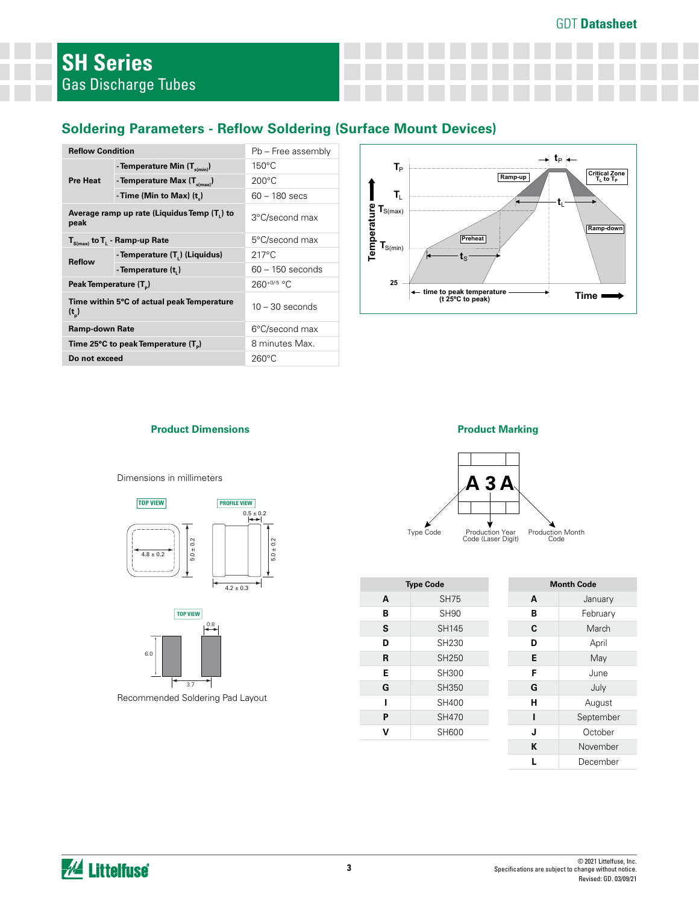# SH Series
Gas Discharge Tubes

## Soldering Parameters - Reflow Soldering (Surface Mount Devices)

| Reflow Condition | | Pb – Free assembly |
|---|---|---|
| Pre Heat | - Temperature Min ($T_{s(min)}$) | 150°C |
| | - Temperature Max ($T_{s(max)}$) | 200°C |
| | - Time (Min to Max) ($t_s$) | 60 – 180 secs |
| Average ramp up rate (Liquidus Temp ($T_L$) to peak | | 3°C/second max |
| $T_{S(max)}$ to $T_L$ - Ramp-up Rate | | 5°C/second max |
| Reflow | - Temperature ($T_L$) (Liquidus) | 217°C |
| | - Temperature ($t_L$) | 60 – 150 seconds |
| Peak Temperature ($T_P$) | | $260^{+0/-5}$ °C |
| Time within 5°C of actual peak Temperature ($t_p$) | | 10 – 30 seconds |
| Ramp-down Rate | | 6°C/second max |
| Time 25°C to peak Temperature ($T_P$) | | 8 minutes Max. |
| Do not exceed | | 260°C |

### Product Dimensions

Dimensions in millimeters

Recommended Soldering Pad Layout

### Product Marking

| Type Code | |
|---|---|
| A | SH75 |
| B | SH90 |
| S | SH145 |
| D | SH230 |
| R | SH250 |
| E | SH300 |
| G | SH350 |
| I | SH400 |
| P | SH470 |
| V | SH600 |

| Month Code | |
|---|---|
| A | January |
| B | February |
| C | March |
| D | April |
| E | May |
| F | June |
| G | July |
| H | August |
| I | September |
| J | October |
| K | November |
| L | December |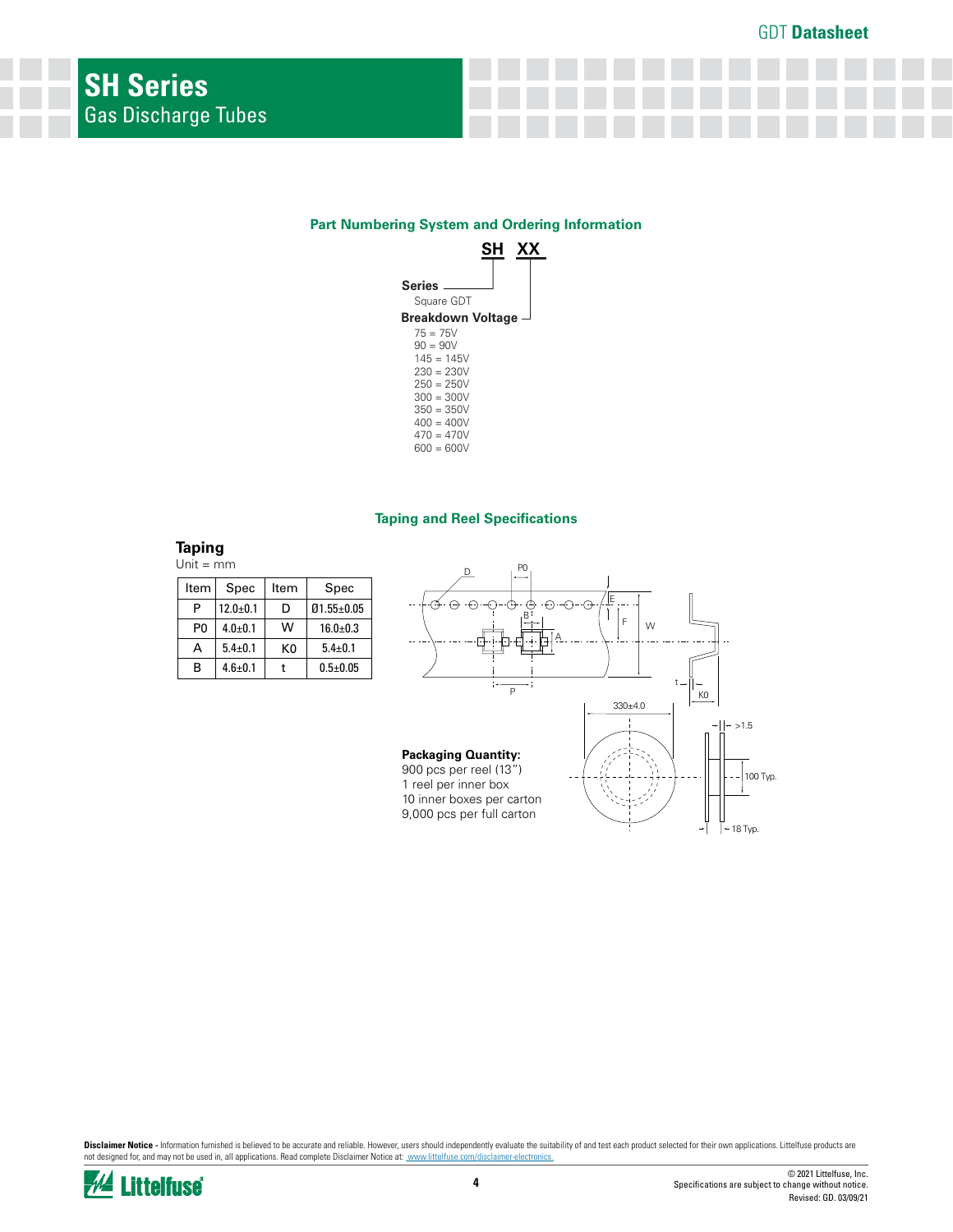# SH Series

## Gas Discharge Tubes

### Part Numbering System and Ordering Information

**SH XX**

**Series**
Square GDT

**Breakdown Voltage**
75 = 75V
90 = 90V
145 = 145V
230 = 230V
250 = 250V
300 = 300V
350 = 350V
400 = 400V
470 = 470V
600 = 600V

### Taping and Reel Specifications

#### Taping

Unit = mm

| Item | Spec | Item | Spec |
|---|---|---|---|
| P | 12.0±0.1 | D | Ø1.55±0.05 |
| P0 | 4.0±0.1 | W | 16.0±0.3 |
| A | 5.4±0.1 | K0 | 5.4±0.1 |
| B | 4.6±0.1 | t | 0.5±0.05 |

D
P0
E
B
F
W
A
P
t
K0
330±4.0
>1.5
100 Typ.
18 Typ.

**Packaging Quantity:**
900 pcs per reel (13")
1 reel per inner box
10 inner boxes per carton
9,000 pcs per full carton

**Disclaimer Notice -** Information furnished is believed to be accurate and reliable. However, users should independently evaluate the suitability of and test each product selected for their own applications. Littelfuse products are not designed for, and may not be used in, all applications. Read complete Disclaimer Notice at: www.littelfuse.com/disclaimer-electronics.

© 2021 Littelfuse, Inc.
Specifications are subject to change without notice.
Revised: GD. 03/09/21